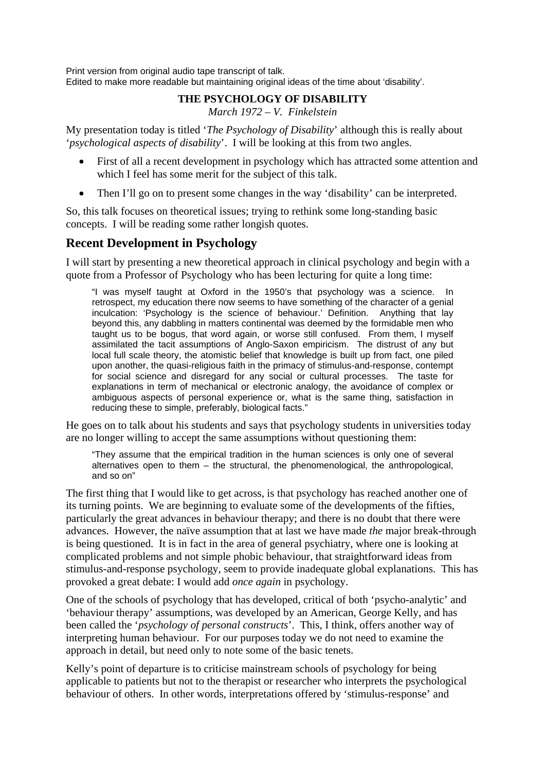Print version from original audio tape transcript of talk.
Edited to make more readable but maintaining original ideas of the time about 'disability'.

# THE PSYCHOLOGY OF DISABILITY

*March 1972 – V. Finkelstein*

My presentation today is titled '*The Psychology of Disability*' although this is really about '*psychological aspects of disability*'. I will be looking at this from two angles.

- First of all a recent development in psychology which has attracted some attention and which I feel has some merit for the subject of this talk.
- Then I'll go on to present some changes in the way 'disability' can be interpreted.

So, this talk focuses on theoretical issues; trying to rethink some long-standing basic concepts. I will be reading some rather longish quotes.

## Recent Development in Psychology

I will start by presenting a new theoretical approach in clinical psychology and begin with a quote from a Professor of Psychology who has been lecturing for quite a long time:

> "I was myself taught at Oxford in the 1950's that psychology was a science. In retrospect, my education there now seems to have something of the character of a genial inculcation: 'Psychology is the science of behaviour.' Definition. Anything that lay beyond this, any dabbling in matters continental was deemed by the formidable men who taught us to be bogus, that word again, or worse still confused. From them, I myself assimilated the tacit assumptions of Anglo-Saxon empiricism. The distrust of any but local full scale theory, the atomistic belief that knowledge is built up from fact, one piled upon another, the quasi-religious faith in the primacy of stimulus-and-response, contempt for social science and disregard for any social or cultural processes. The taste for explanations in term of mechanical or electronic analogy, the avoidance of complex or ambiguous aspects of personal experience or, what is the same thing, satisfaction in reducing these to simple, preferably, biological facts."

He goes on to talk about his students and says that psychology students in universities today are no longer willing to accept the same assumptions without questioning them:

> "They assume that the empirical tradition in the human sciences is only one of several alternatives open to them – the structural, the phenomenological, the anthropological, and so on"

The first thing that I would like to get across, is that psychology has reached another one of its turning points. We are beginning to evaluate some of the developments of the fifties, particularly the great advances in behaviour therapy; and there is no doubt that there were advances. However, the naïve assumption that at last we have made *the* major break-through is being questioned. It is in fact in the area of general psychiatry, where one is looking at complicated problems and not simple phobic behaviour, that straightforward ideas from stimulus-and-response psychology, seem to provide inadequate global explanations. This has provoked a great debate: I would add *once again* in psychology.

One of the schools of psychology that has developed, critical of both 'psycho-analytic' and 'behaviour therapy' assumptions, was developed by an American, George Kelly, and has been called the '*psychology of personal constructs*'. This, I think, offers another way of interpreting human behaviour. For our purposes today we do not need to examine the approach in detail, but need only to note some of the basic tenets.

Kelly's point of departure is to criticise mainstream schools of psychology for being applicable to patients but not to the therapist or researcher who interprets the psychological behaviour of others. In other words, interpretations offered by 'stimulus-response' and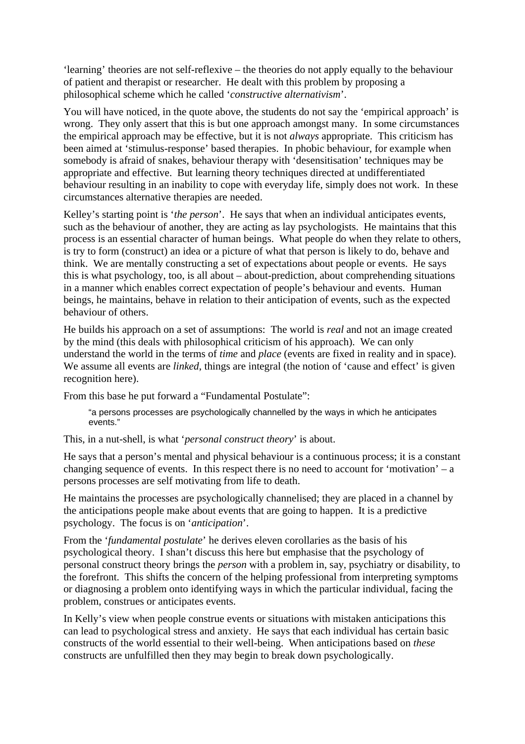'learning' theories are not self-reflexive – the theories do not apply equally to the behaviour of patient and therapist or researcher. He dealt with this problem by proposing a philosophical scheme which he called '*constructive alternativism*'.

You will have noticed, in the quote above, the students do not say the 'empirical approach' is wrong. They only assert that this is but one approach amongst many. In some circumstances the empirical approach may be effective, but it is not *always* appropriate. This criticism has been aimed at 'stimulus-response' based therapies. In phobic behaviour, for example when somebody is afraid of snakes, behaviour therapy with 'desensitisation' techniques may be appropriate and effective. But learning theory techniques directed at undifferentiated behaviour resulting in an inability to cope with everyday life, simply does not work. In these circumstances alternative therapies are needed.

Kelley's starting point is '*the person*'. He says that when an individual anticipates events, such as the behaviour of another, they are acting as lay psychologists. He maintains that this process is an essential character of human beings. What people do when they relate to others, is try to form (construct) an idea or a picture of what that person is likely to do, behave and think. We are mentally constructing a set of expectations about people or events. He says this is what psychology, too, is all about – about-prediction, about comprehending situations in a manner which enables correct expectation of people's behaviour and events. Human beings, he maintains, behave in relation to their anticipation of events, such as the expected behaviour of others.

He builds his approach on a set of assumptions: The world is *real* and not an image created by the mind (this deals with philosophical criticism of his approach). We can only understand the world in the terms of *time* and *place* (events are fixed in reality and in space). We assume all events are *linked*, things are integral (the notion of 'cause and effect' is given recognition here).

From this base he put forward a "Fundamental Postulate":

> "a persons processes are psychologically channelled by the ways in which he anticipates events."

This, in a nut-shell, is what '*personal construct theory*' is about.

He says that a person's mental and physical behaviour is a continuous process; it is a constant changing sequence of events. In this respect there is no need to account for 'motivation' – a persons processes are self motivating from life to death.

He maintains the processes are psychologically channelised; they are placed in a channel by the anticipations people make about events that are going to happen. It is a predictive psychology. The focus is on '*anticipation*'.

From the '*fundamental postulate*' he derives eleven corollaries as the basis of his psychological theory. I shan't discuss this here but emphasise that the psychology of personal construct theory brings the *person* with a problem in, say, psychiatry or disability, to the forefront. This shifts the concern of the helping professional from interpreting symptoms or diagnosing a problem onto identifying ways in which the particular individual, facing the problem, construes or anticipates events.

In Kelly's view when people construe events or situations with mistaken anticipations this can lead to psychological stress and anxiety. He says that each individual has certain basic constructs of the world essential to their well-being. When anticipations based on *these* constructs are unfulfilled then they may begin to break down psychologically.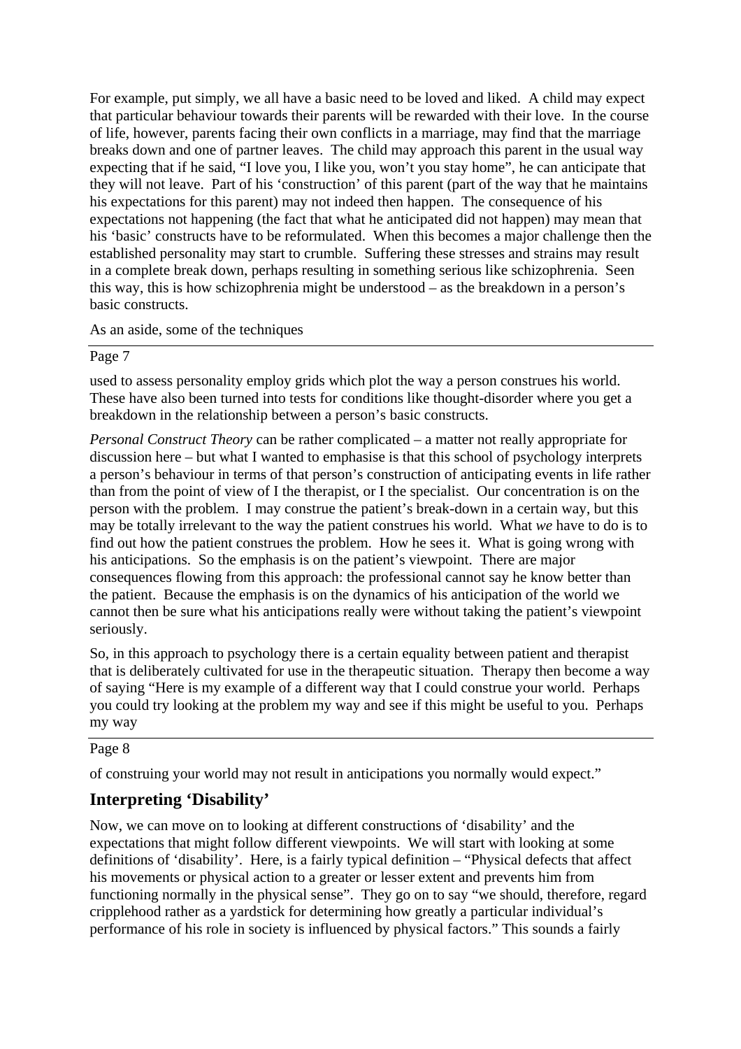For example, put simply, we all have a basic need to be loved and liked. A child may expect that particular behaviour towards their parents will be rewarded with their love. In the course of life, however, parents facing their own conflicts in a marriage, may find that the marriage breaks down and one of partner leaves. The child may approach this parent in the usual way expecting that if he said, "I love you, I like you, won't you stay home", he can anticipate that they will not leave. Part of his 'construction' of this parent (part of the way that he maintains his expectations for this parent) may not indeed then happen. The consequence of his expectations not happening (the fact that what he anticipated did not happen) may mean that his 'basic' constructs have to be reformulated. When this becomes a major challenge then the established personality may start to crumble. Suffering these stresses and strains may result in a complete break down, perhaps resulting in something serious like schizophrenia. Seen this way, this is how schizophrenia might be understood – as the breakdown in a person's basic constructs.

As an aside, some of the techniques used to assess personality employ grids which plot the way a person construes his world. These have also been turned into tests for conditions like thought-disorder where you get a breakdown in the relationship between a person's basic constructs.

*Personal Construct Theory* can be rather complicated – a matter not really appropriate for discussion here – but what I wanted to emphasise is that this school of psychology interprets a person's behaviour in terms of that person's construction of anticipating events in life rather than from the point of view of I the therapist, or I the specialist. Our concentration is on the person with the problem. I may construe the patient's break-down in a certain way, but this may be totally irrelevant to the way the patient construes his world. What *we* have to do is to find out how the patient construes the problem. How he sees it. What is going wrong with his anticipations. So the emphasis is on the patient's viewpoint. There are major consequences flowing from this approach: the professional cannot say he know better than the patient. Because the emphasis is on the dynamics of his anticipation of the world we cannot then be sure what his anticipations really were without taking the patient's viewpoint seriously.

So, in this approach to psychology there is a certain equality between patient and therapist that is deliberately cultivated for use in the therapeutic situation. Therapy then become a way of saying "Here is my example of a different way that I could construe your world. Perhaps you could try looking at the problem my way and see if this might be useful to you. Perhaps my way of construing your world may not result in anticipations you normally would expect."

## Interpreting 'Disability'

Now, we can move on to looking at different constructions of 'disability' and the expectations that might follow different viewpoints. We will start with looking at some definitions of 'disability'. Here, is a fairly typical definition – "Physical defects that affect his movements or physical action to a greater or lesser extent and prevents him from functioning normally in the physical sense". They go on to say "we should, therefore, regard cripplehood rather as a yardstick for determining how greatly a particular individual's performance of his role in society is influenced by physical factors." This sounds a fairly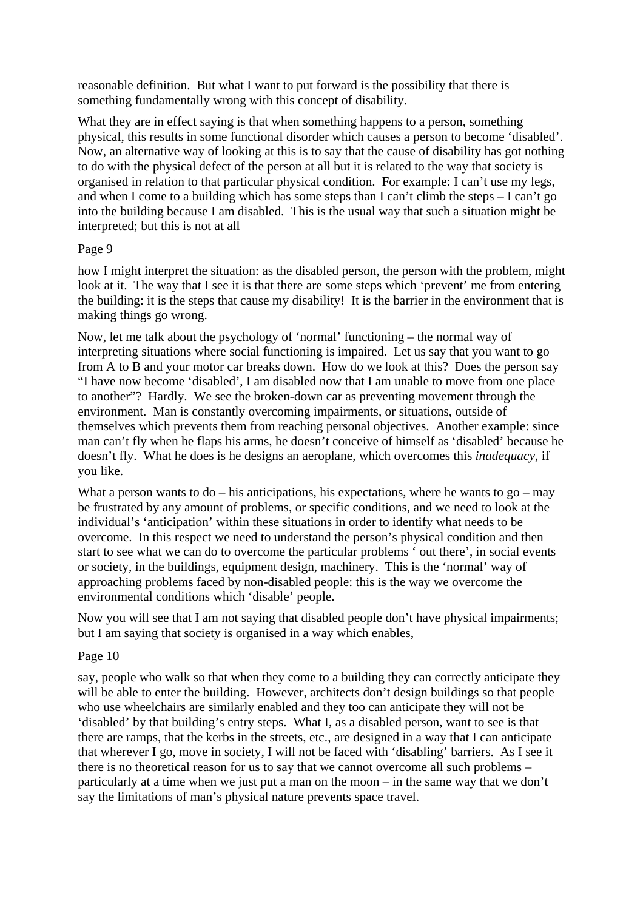reasonable definition. But what I want to put forward is the possibility that there is something fundamentally wrong with this concept of disability.

What they are in effect saying is that when something happens to a person, something physical, this results in some functional disorder which causes a person to become 'disabled'. Now, an alternative way of looking at this is to say that the cause of disability has got nothing to do with the physical defect of the person at all but it is related to the way that society is organised in relation to that particular physical condition. For example: I can't use my legs, and when I come to a building which has some steps than I can't climb the steps – I can't go into the building because I am disabled. This is the usual way that such a situation might be interpreted; but this is not at all

how I might interpret the situation: as the disabled person, the person with the problem, might look at it. The way that I see it is that there are some steps which 'prevent' me from entering the building: it is the steps that cause my disability! It is the barrier in the environment that is making things go wrong.

Now, let me talk about the psychology of 'normal' functioning – the normal way of interpreting situations where social functioning is impaired. Let us say that you want to go from A to B and your motor car breaks down. How do we look at this? Does the person say "I have now become 'disabled', I am disabled now that I am unable to move from one place to another"? Hardly. We see the broken-down car as preventing movement through the environment. Man is constantly overcoming impairments, or situations, outside of themselves which prevents them from reaching personal objectives. Another example: since man can't fly when he flaps his arms, he doesn't conceive of himself as 'disabled' because he doesn't fly. What he does is he designs an aeroplane, which overcomes this *inadequacy*, if you like.

What a person wants to do – his anticipations, his expectations, where he wants to go – may be frustrated by any amount of problems, or specific conditions, and we need to look at the individual's 'anticipation' within these situations in order to identify what needs to be overcome. In this respect we need to understand the person's physical condition and then start to see what we can do to overcome the particular problems ' out there', in social events or society, in the buildings, equipment design, machinery. This is the 'normal' way of approaching problems faced by non-disabled people: this is the way we overcome the environmental conditions which 'disable' people.

Now you will see that I am not saying that disabled people don't have physical impairments; but I am saying that society is organised in a way which enables,

say, people who walk so that when they come to a building they can correctly anticipate they will be able to enter the building. However, architects don't design buildings so that people who use wheelchairs are similarly enabled and they too can anticipate they will not be 'disabled' by that building's entry steps. What I, as a disabled person, want to see is that there are ramps, that the kerbs in the streets, etc., are designed in a way that I can anticipate that wherever I go, move in society, I will not be faced with 'disabling' barriers. As I see it there is no theoretical reason for us to say that we cannot overcome all such problems – particularly at a time when we just put a man on the moon – in the same way that we don't say the limitations of man's physical nature prevents space travel.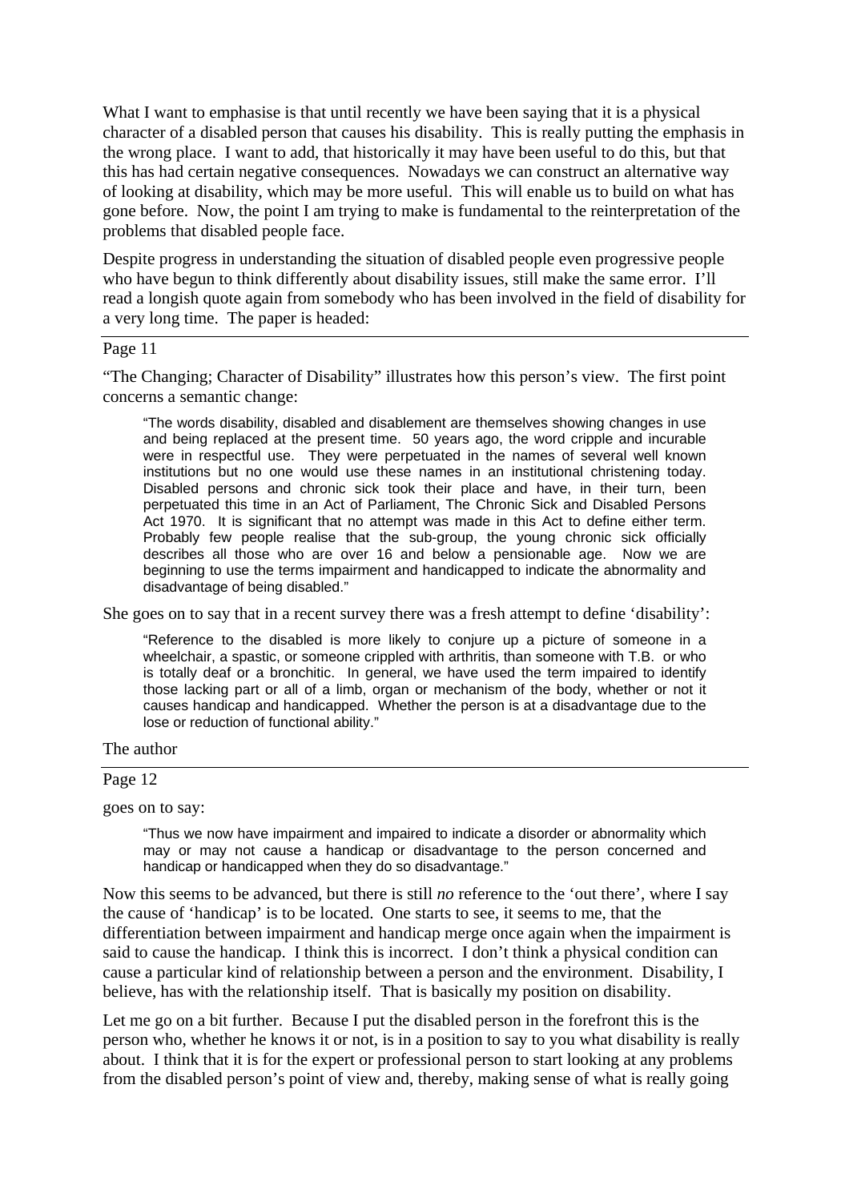What I want to emphasise is that until recently we have been saying that it is a physical character of a disabled person that causes his disability. This is really putting the emphasis in the wrong place. I want to add, that historically it may have been useful to do this, but that this has had certain negative consequences. Nowadays we can construct an alternative way of looking at disability, which may be more useful. This will enable us to build on what has gone before. Now, the point I am trying to make is fundamental to the reinterpretation of the problems that disabled people face.

Despite progress in understanding the situation of disabled people even progressive people who have begun to think differently about disability issues, still make the same error. I'll read a longish quote again from somebody who has been involved in the field of disability for a very long time. The paper is headed:

---

Page 11

"The Changing; Character of Disability" illustrates how this person's view. The first point concerns a semantic change:

> "The words disability, disabled and disablement are themselves showing changes in use and being replaced at the present time. 50 years ago, the word cripple and incurable were in respectful use. They were perpetuated in the names of several well known institutions but no one would use these names in an institutional christening today. Disabled persons and chronic sick took their place and have, in their turn, been perpetuated this time in an Act of Parliament, The Chronic Sick and Disabled Persons Act 1970. It is significant that no attempt was made in this Act to define either term. Probably few people realise that the sub-group, the young chronic sick officially describes all those who are over 16 and below a pensionable age. Now we are beginning to use the terms impairment and handicapped to indicate the abnormality and disadvantage of being disabled."

She goes on to say that in a recent survey there was a fresh attempt to define 'disability':

> "Reference to the disabled is more likely to conjure up a picture of someone in a wheelchair, a spastic, or someone crippled with arthritis, than someone with T.B. or who is totally deaf or a bronchitic. In general, we have used the term impaired to identify those lacking part or all of a limb, organ or mechanism of the body, whether or not it causes handicap and handicapped. Whether the person is at a disadvantage due to the lose or reduction of functional ability."

The author

---

Page 12

goes on to say:

> "Thus we now have impairment and impaired to indicate a disorder or abnormality which may or may not cause a handicap or disadvantage to the person concerned and handicap or handicapped when they do so disadvantage."

Now this seems to be advanced, but there is still *no* reference to the 'out there', where I say the cause of 'handicap' is to be located. One starts to see, it seems to me, that the differentiation between impairment and handicap merge once again when the impairment is said to cause the handicap. I think this is incorrect. I don't think a physical condition can cause a particular kind of relationship between a person and the environment. Disability, I believe, has with the relationship itself. That is basically my position on disability.

Let me go on a bit further. Because I put the disabled person in the forefront this is the person who, whether he knows it or not, is in a position to say to you what disability is really about. I think that it is for the expert or professional person to start looking at any problems from the disabled person's point of view and, thereby, making sense of what is really going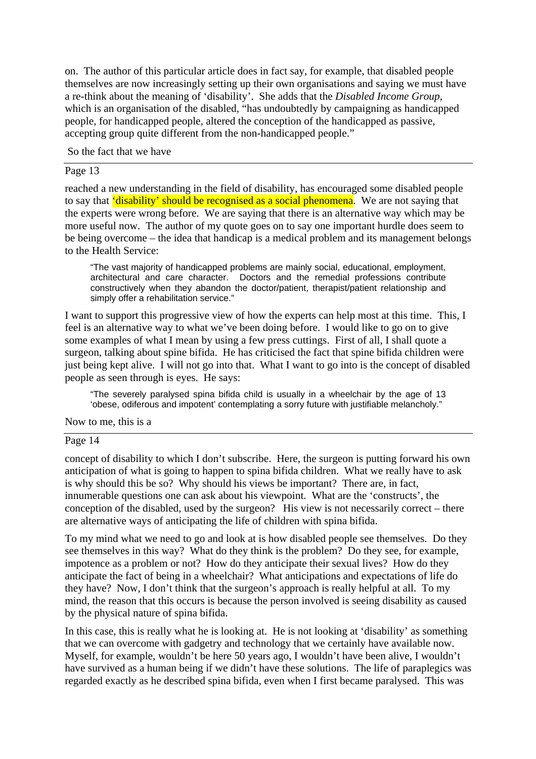on. The author of this particular article does in fact say, for example, that disabled people themselves are now increasingly setting up their own organisations and saying we must have a re-think about the meaning of 'disability'. She adds that the *Disabled Income Group*, which is an organisation of the disabled, "has undoubtedly by campaigning as handicapped people, for handicapped people, altered the conception of the handicapped as passive, accepting group quite different from the non-handicapped people."

So the fact that we have

Page 13

reached a new understanding in the field of disability, has encouraged some disabled people to say that 'disability' should be recognised as a social phenomena. We are not saying that the experts were wrong before. We are saying that there is an alternative way which may be more useful now. The author of my quote goes on to say one important hurdle does seem to be being overcome – the idea that handicap is a medical problem and its management belongs to the Health Service:

> "The vast majority of handicapped problems are mainly social, educational, employment, architectural and care character. Doctors and the remedial professions contribute constructively when they abandon the doctor/patient, therapist/patient relationship and simply offer a rehabilitation service."

I want to support this progressive view of how the experts can help most at this time. This, I feel is an alternative way to what we've been doing before. I would like to go on to give some examples of what I mean by using a few press cuttings. First of all, I shall quote a surgeon, talking about spine bifida. He has criticised the fact that spine bifida children were just being kept alive. I will not go into that. What I want to go into is the concept of disabled people as seen through is eyes. He says:

> "The severely paralysed spina bifida child is usually in a wheelchair by the age of 13 'obese, odiferous and impotent' contemplating a sorry future with justifiable melancholy."

Now to me, this is a

Page 14

concept of disability to which I don't subscribe. Here, the surgeon is putting forward his own anticipation of what is going to happen to spina bifida children. What we really have to ask is why should this be so? Why should his views be important? There are, in fact, innumerable questions one can ask about his viewpoint. What are the 'constructs', the conception of the disabled, used by the surgeon? His view is not necessarily correct – there are alternative ways of anticipating the life of children with spina bifida.

To my mind what we need to go and look at is how disabled people see themselves. Do they see themselves in this way? What do they think is the problem? Do they see, for example, impotence as a problem or not? How do they anticipate their sexual lives? How do they anticipate the fact of being in a wheelchair? What anticipations and expectations of life do they have? Now, I don't think that the surgeon's approach is really helpful at all. To my mind, the reason that this occurs is because the person involved is seeing disability as caused by the physical nature of spina bifida.

In this case, this is really what he is looking at. He is not looking at 'disability' as something that we can overcome with gadgetry and technology that we certainly have available now. Myself, for example, wouldn't be here 50 years ago, I wouldn't have been alive, I wouldn't have survived as a human being if we didn't have these solutions. The life of paraplegics was regarded exactly as he described spina bifida, even when I first became paralysed. This was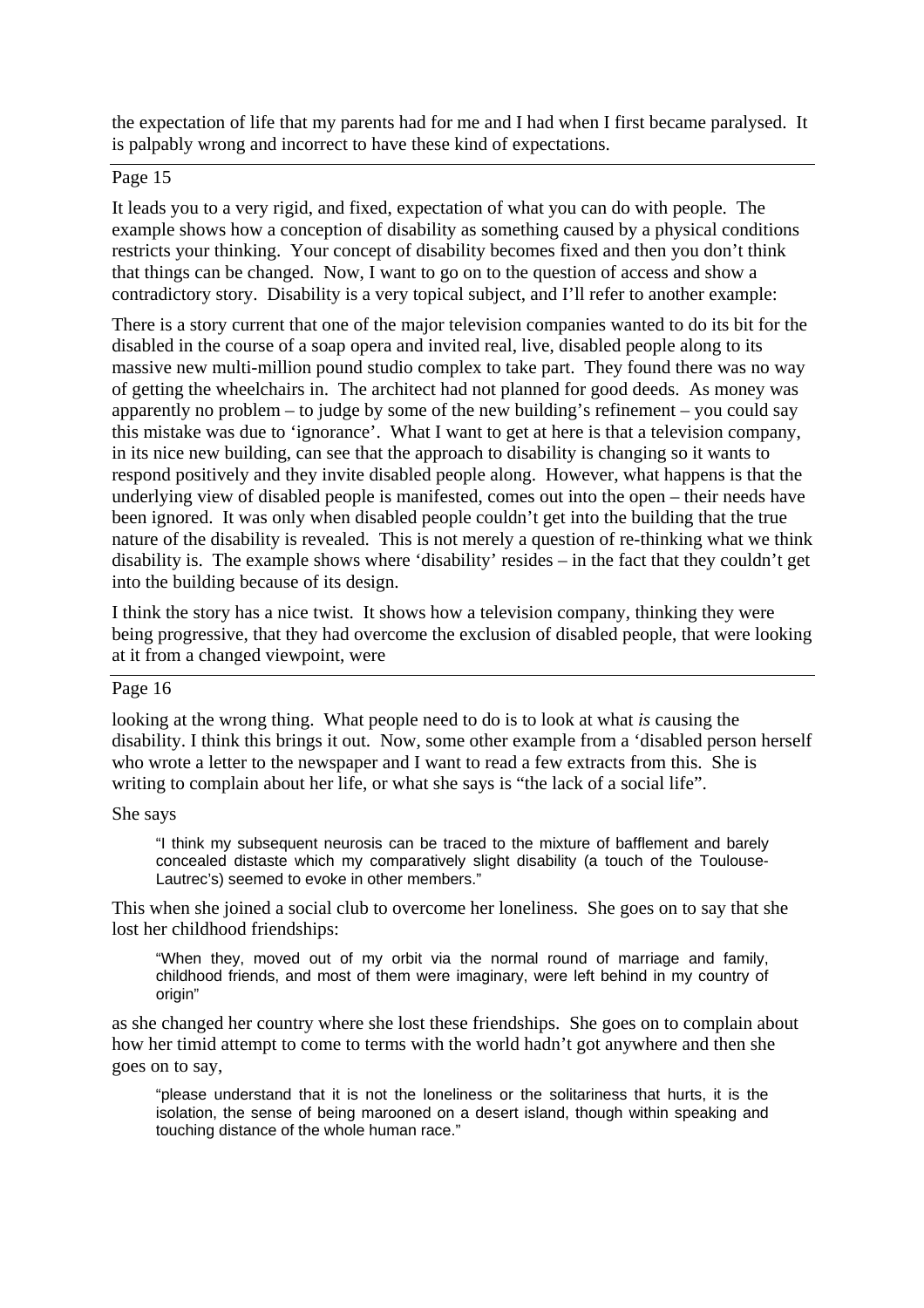the expectation of life that my parents had for me and I had when I first became paralysed. It is palpably wrong and incorrect to have these kind of expectations.

---

Page 15

It leads you to a very rigid, and fixed, expectation of what you can do with people. The example shows how a conception of disability as something caused by a physical conditions restricts your thinking. Your concept of disability becomes fixed and then you don't think that things can be changed. Now, I want to go on to the question of access and show a contradictory story. Disability is a very topical subject, and I'll refer to another example:

There is a story current that one of the major television companies wanted to do its bit for the disabled in the course of a soap opera and invited real, live, disabled people along to its massive new multi-million pound studio complex to take part. They found there was no way of getting the wheelchairs in. The architect had not planned for good deeds. As money was apparently no problem – to judge by some of the new building's refinement – you could say this mistake was due to 'ignorance'. What I want to get at here is that a television company, in its nice new building, can see that the approach to disability is changing so it wants to respond positively and they invite disabled people along. However, what happens is that the underlying view of disabled people is manifested, comes out into the open – their needs have been ignored. It was only when disabled people couldn't get into the building that the true nature of the disability is revealed. This is not merely a question of re-thinking what we think disability is. The example shows where 'disability' resides – in the fact that they couldn't get into the building because of its design.

I think the story has a nice twist. It shows how a television company, thinking they were being progressive, that they had overcome the exclusion of disabled people, that were looking at it from a changed viewpoint, were

---

Page 16

looking at the wrong thing. What people need to do is to look at what *is* causing the disability. I think this brings it out. Now, some other example from a 'disabled person herself who wrote a letter to the newspaper and I want to read a few extracts from this. She is writing to complain about her life, or what she says is "the lack of a social life".

She says

> "I think my subsequent neurosis can be traced to the mixture of bafflement and barely concealed distaste which my comparatively slight disability (a touch of the Toulouse-Lautrec's) seemed to evoke in other members."

This when she joined a social club to overcome her loneliness. She goes on to say that she lost her childhood friendships:

> "When they, moved out of my orbit via the normal round of marriage and family, childhood friends, and most of them were imaginary, were left behind in my country of origin"

as she changed her country where she lost these friendships. She goes on to complain about how her timid attempt to come to terms with the world hadn't got anywhere and then she goes on to say,

> "please understand that it is not the loneliness or the solitariness that hurts, it is the isolation, the sense of being marooned on a desert island, though within speaking and touching distance of the whole human race."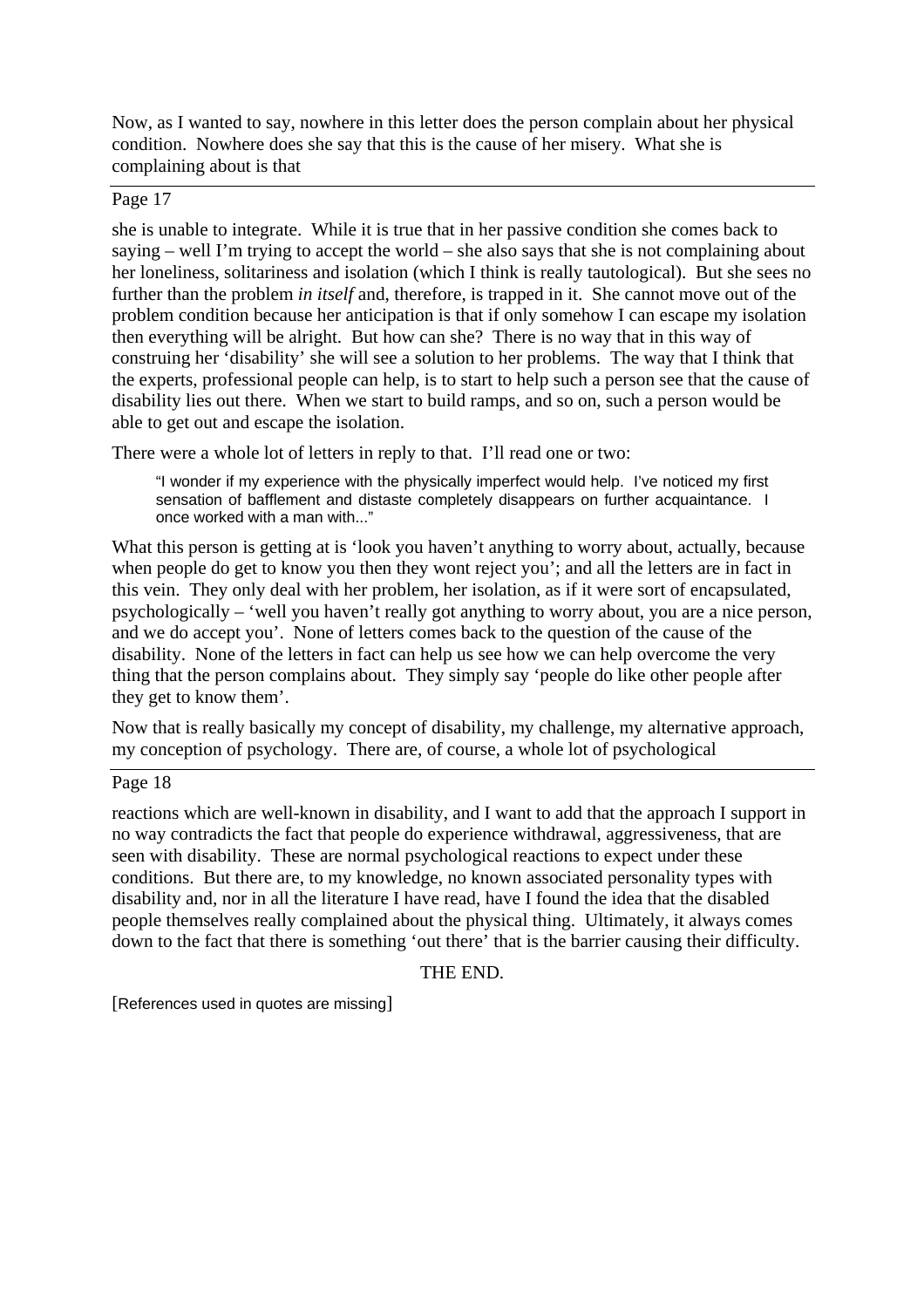Now, as I wanted to say, nowhere in this letter does the person complain about her physical condition. Nowhere does she say that this is the cause of her misery. What she is complaining about is that

---

Page 17

she is unable to integrate. While it is true that in her passive condition she comes back to saying – well I'm trying to accept the world – she also says that she is not complaining about her loneliness, solitariness and isolation (which I think is really tautological). But she sees no further than the problem *in itself* and, therefore, is trapped in it. She cannot move out of the problem condition because her anticipation is that if only somehow I can escape my isolation then everything will be alright. But how can she? There is no way that in this way of construing her 'disability' she will see a solution to her problems. The way that I think that the experts, professional people can help, is to start to help such a person see that the cause of disability lies out there. When we start to build ramps, and so on, such a person would be able to get out and escape the isolation.

There were a whole lot of letters in reply to that. I'll read one or two:

> "I wonder if my experience with the physically imperfect would help. I've noticed my first sensation of bafflement and distaste completely disappears on further acquaintance. I once worked with a man with..."

What this person is getting at is 'look you haven't anything to worry about, actually, because when people do get to know you then they wont reject you'; and all the letters are in fact in this vein. They only deal with her problem, her isolation, as if it were sort of encapsulated, psychologically – 'well you haven't really got anything to worry about, you are a nice person, and we do accept you'. None of letters comes back to the question of the cause of the disability. None of the letters in fact can help us see how we can help overcome the very thing that the person complains about. They simply say 'people do like other people after they get to know them'.

Now that is really basically my concept of disability, my challenge, my alternative approach, my conception of psychology. There are, of course, a whole lot of psychological

---

Page 18

reactions which are well-known in disability, and I want to add that the approach I support in no way contradicts the fact that people do experience withdrawal, aggressiveness, that are seen with disability. These are normal psychological reactions to expect under these conditions. But there are, to my knowledge, no known associated personality types with disability and, nor in all the literature I have read, have I found the idea that the disabled people themselves really complained about the physical thing. Ultimately, it always comes down to the fact that there is something 'out there' that is the barrier causing their difficulty.

THE END.

[References used in quotes are missing]